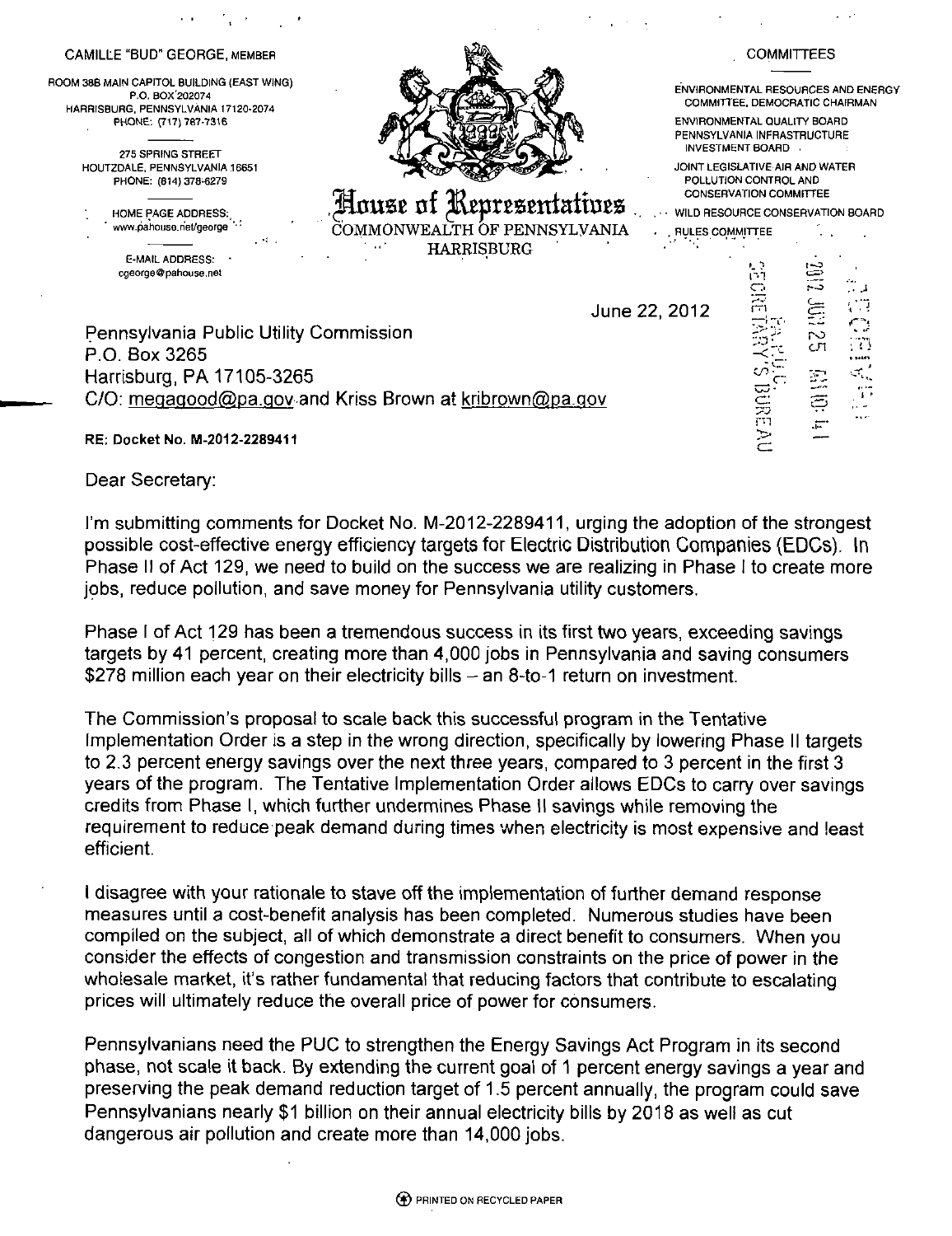CAMILLE "BUD" GEORGE, MEMBER

ROOM 38B MAIN CAPITOL BUILDING (EAST WING)
P.O. BOX 202074
HARRISBURG, PENNSYLVANIA 17120-2074
PHONE: (717) 787-7316

275 SPRING STREET
HOUTZDALE, PENNSYLVANIA 16651
PHONE: (814) 378-6279

HOME PAGE ADDRESS:
www.pahouse.net/george

E-MAIL ADDRESS:
cgeorge@pahouse.net

# House of Representatives

COMMONWEALTH OF PENNSYLVANIA
HARRISBURG

COMMITTEES

ENVIRONMENTAL RESOURCES AND ENERGY COMMITTEE, DEMOCRATIC CHAIRMAN

ENVIRONMENTAL QUALITY BOARD

PENNSYLVANIA INFRASTRUCTURE INVESTMENT BOARD

JOINT LEGISLATIVE AIR AND WATER POLLUTION CONTROL AND CONSERVATION COMMITTEE

WILD RESOURCE CONSERVATION BOARD

RULES COMMITTEE

2012 JUN 25 AM 10:41

PA P.U.C.
SECRETARY'S BUREAU

RECEIVED

June 22, 2012

Pennsylvania Public Utility Commission
P.O. Box 3265
Harrisburg, PA 17105-3265
C/O: megagood@pa.gov and Kriss Brown at kribrown@pa.gov

**RE: Docket No. M-2012-2289411**

Dear Secretary:

I'm submitting comments for Docket No. M-2012-2289411, urging the adoption of the strongest possible cost-effective energy efficiency targets for Electric Distribution Companies (EDCs). In Phase II of Act 129, we need to build on the success we are realizing in Phase I to create more jobs, reduce pollution, and save money for Pennsylvania utility customers.

Phase I of Act 129 has been a tremendous success in its first two years, exceeding savings targets by 41 percent, creating more than 4,000 jobs in Pennsylvania and saving consumers $278 million each year on their electricity bills – an 8-to-1 return on investment.

The Commission's proposal to scale back this successful program in the Tentative Implementation Order is a step in the wrong direction, specifically by lowering Phase II targets to 2.3 percent energy savings over the next three years, compared to 3 percent in the first 3 years of the program. The Tentative Implementation Order allows EDCs to carry over savings credits from Phase I, which further undermines Phase II savings while removing the requirement to reduce peak demand during times when electricity is most expensive and least efficient.

I disagree with your rationale to stave off the implementation of further demand response measures until a cost-benefit analysis has been completed. Numerous studies have been compiled on the subject, all of which demonstrate a direct benefit to consumers. When you consider the effects of congestion and transmission constraints on the price of power in the wholesale market, it's rather fundamental that reducing factors that contribute to escalating prices will ultimately reduce the overall price of power for consumers.

Pennsylvanians need the PUC to strengthen the Energy Savings Act Program in its second phase, not scale it back. By extending the current goal of 1 percent energy savings a year and preserving the peak demand reduction target of 1.5 percent annually, the program could save Pennsylvanians nearly $1 billion on their annual electricity bills by 2018 as well as cut dangerous air pollution and create more than 14,000 jobs.

PRINTED ON RECYCLED PAPER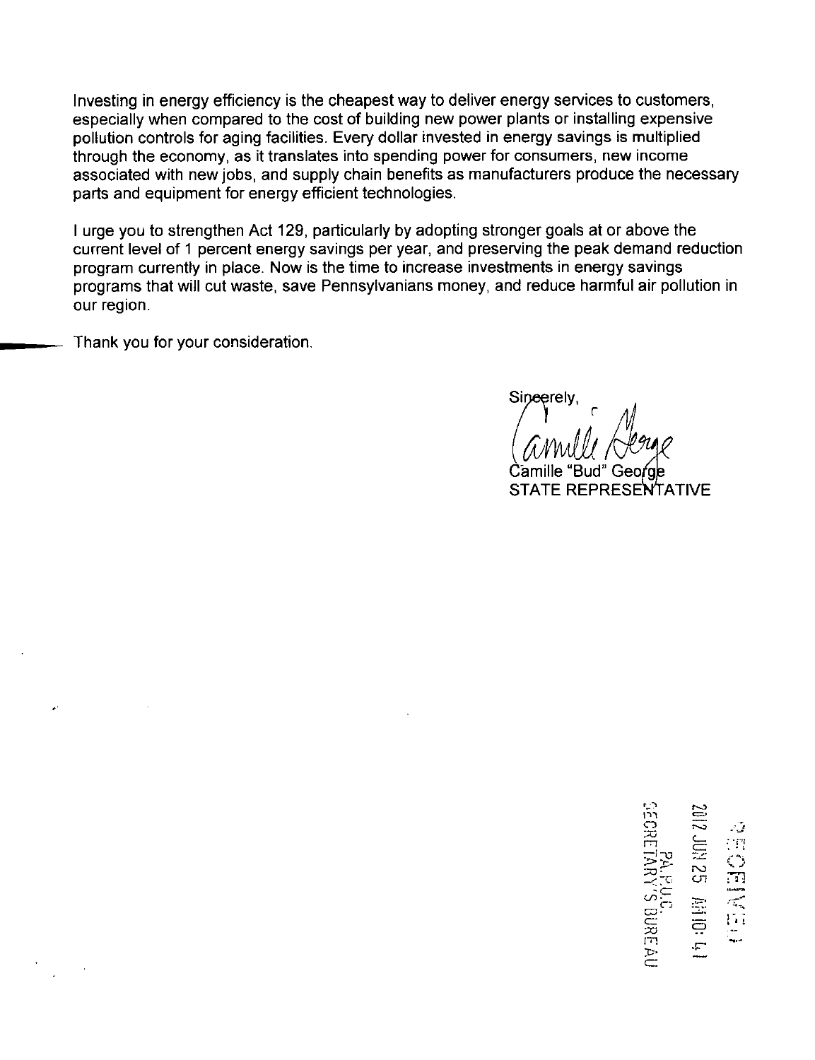Investing in energy efficiency is the cheapest way to deliver energy services to customers, especially when compared to the cost of building new power plants or installing expensive pollution controls for aging facilities. Every dollar invested in energy savings is multiplied through the economy, as it translates into spending power for consumers, new income associated with new jobs, and supply chain benefits as manufacturers produce the necessary parts and equipment for energy efficient technologies.

I urge you to strengthen Act 129, particularly by adopting stronger goals at or above the current level of 1 percent energy savings per year, and preserving the peak demand reduction program currently in place. Now is the time to increase investments in energy savings programs that will cut waste, save Pennsylvanians money, and reduce harmful air pollution in our region.

Thank you for your consideration.

Sincerely,

Camille "Bud" George
STATE REPRESENTATIVE

RECEIVED
2012 JUN 25 AM 10: 41
PA.P.U.C.
SECRETARY'S BUREAU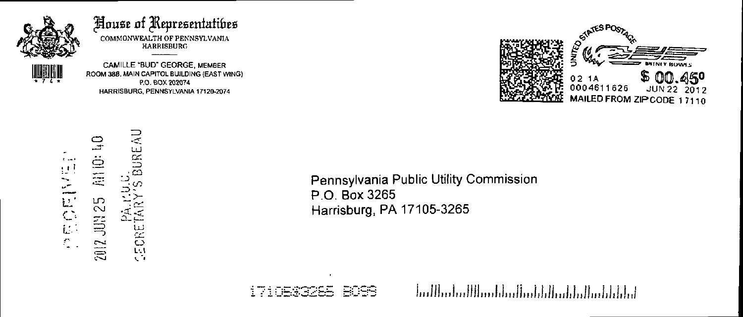House of Representatives

COMMONWEALTH OF PENNSYLVANIA
HARRISBURG

CAMILLE "BUD" GEORGE, MEMBER
ROOM 388, MAIN CAPITOL BUILDING (EAST WING)
P.O. BOX 202074
HARRISBURG, PENNSYLVANIA 17120-2074

UNITED STATES POSTAGE
PITNEY BOWES
02 1A
0004611626
$ 00.45⁰
JUN 22 2012
MAILED FROM ZIP CODE 17110

RECEIVED
2012 JUN 25 AM 10: 40
PA P.U.C.
SECRETARY'S BUREAU

Pennsylvania Public Utility Commission
P.O. Box 3265
Harrisburg, PA 17105-3265

1710583265 B099